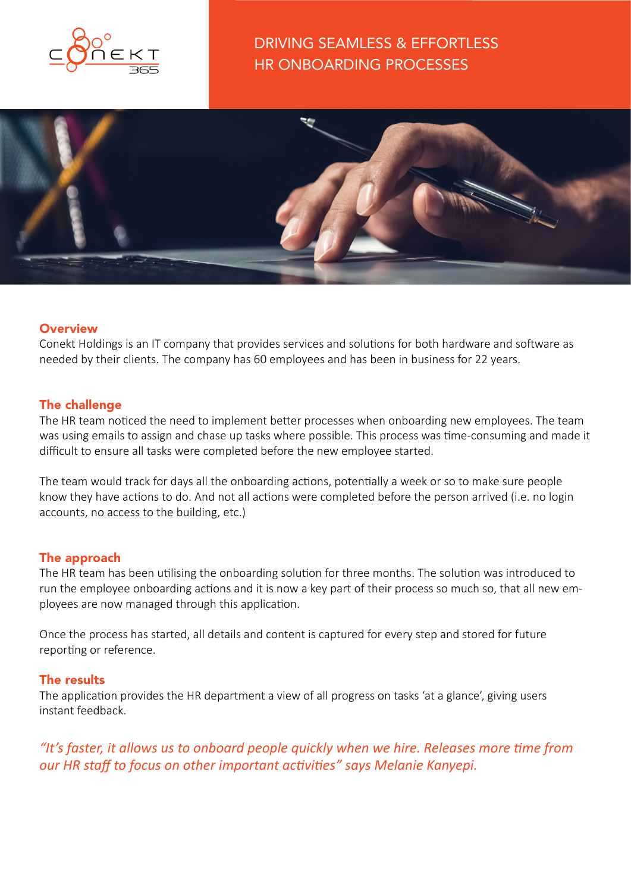# DRIVING SEAMLESS & EFFORTLESS HR ONBOARDING PROCESSES

## Overview

Conekt Holdings is an IT company that provides services and solutions for both hardware and software as needed by their clients. The company has 60 employees and has been in business for 22 years.

## The challenge

The HR team noticed the need to implement better processes when onboarding new employees. The team was using emails to assign and chase up tasks where possible. This process was time-consuming and made it difficult to ensure all tasks were completed before the new employee started.

The team would track for days all the onboarding actions, potentially a week or so to make sure people know they have actions to do. And not all actions were completed before the person arrived (i.e. no login accounts, no access to the building, etc.)

## The approach

The HR team has been utilising the onboarding solution for three months. The solution was introduced to run the employee onboarding actions and it is now a key part of their process so much so, that all new employees are now managed through this application.

Once the process has started, all details and content is captured for every step and stored for future reporting or reference.

## The results

The application provides the HR department a view of all progress on tasks 'at a glance', giving users instant feedback.

*"It's faster, it allows us to onboard people quickly when we hire. Releases more time from our HR staff to focus on other important activities" says Melanie Kanyepi.*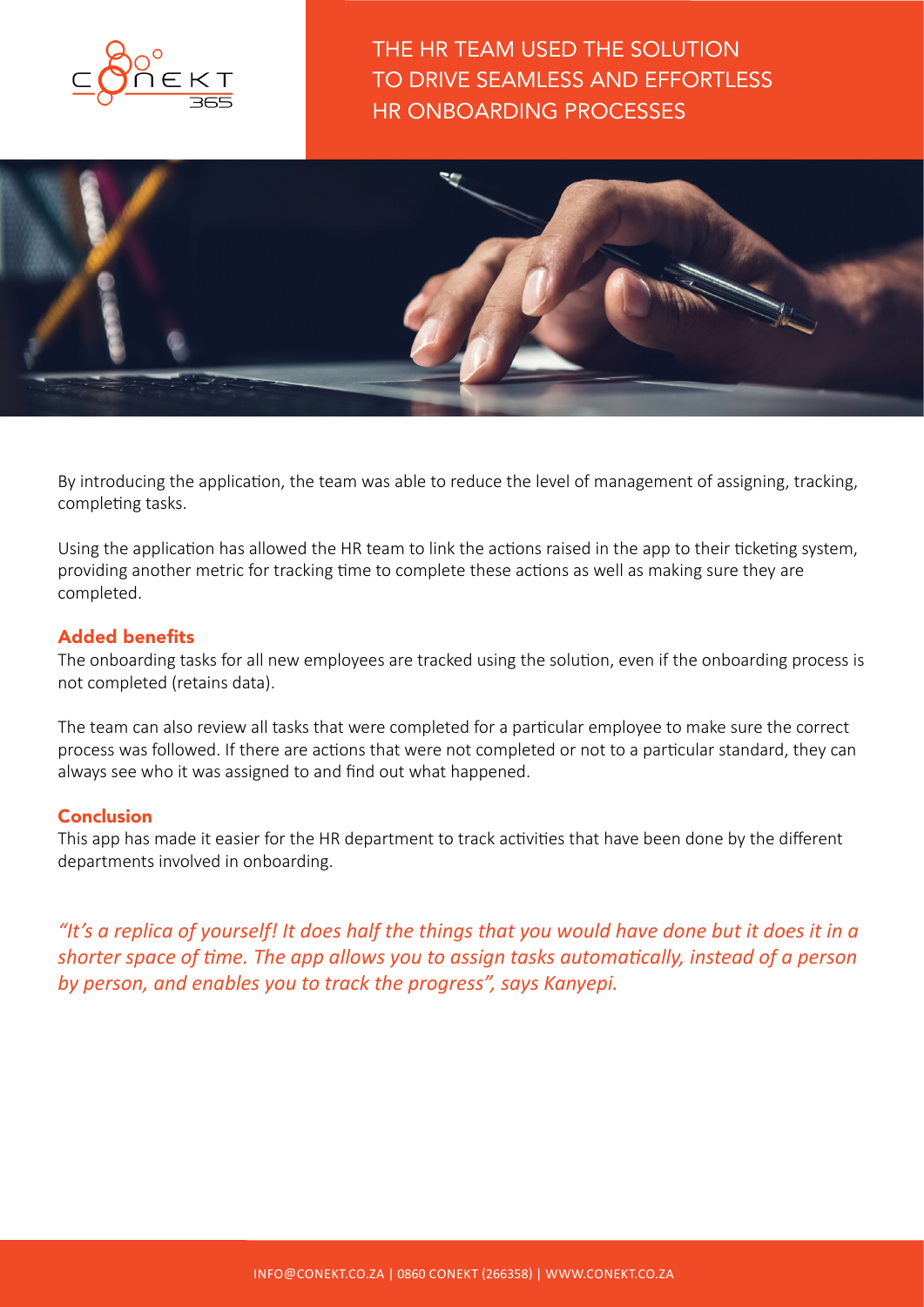# THE HR TEAM USED THE SOLUTION TO DRIVE SEAMLESS AND EFFORTLESS HR ONBOARDING PROCESSES

By introducing the application, the team was able to reduce the level of management of assigning, tracking, completing tasks.

Using the application has allowed the HR team to link the actions raised in the app to their ticketing system, providing another metric for tracking time to complete these actions as well as making sure they are completed.

## Added benefits

The onboarding tasks for all new employees are tracked using the solution, even if the onboarding process is not completed (retains data).

The team can also review all tasks that were completed for a particular employee to make sure the correct process was followed. If there are actions that were not completed or not to a particular standard, they can always see who it was assigned to and find out what happened.

## Conclusion

This app has made it easier for the HR department to track activities that have been done by the different departments involved in onboarding.

*"It's a replica of yourself! It does half the things that you would have done but it does it in a shorter space of time. The app allows you to assign tasks automatically, instead of a person by person, and enables you to track the progress", says Kanyepi.*

INFO@CONEKT.CO.ZA | 0860 CONEKT (266358) | WWW.CONEKT.CO.ZA